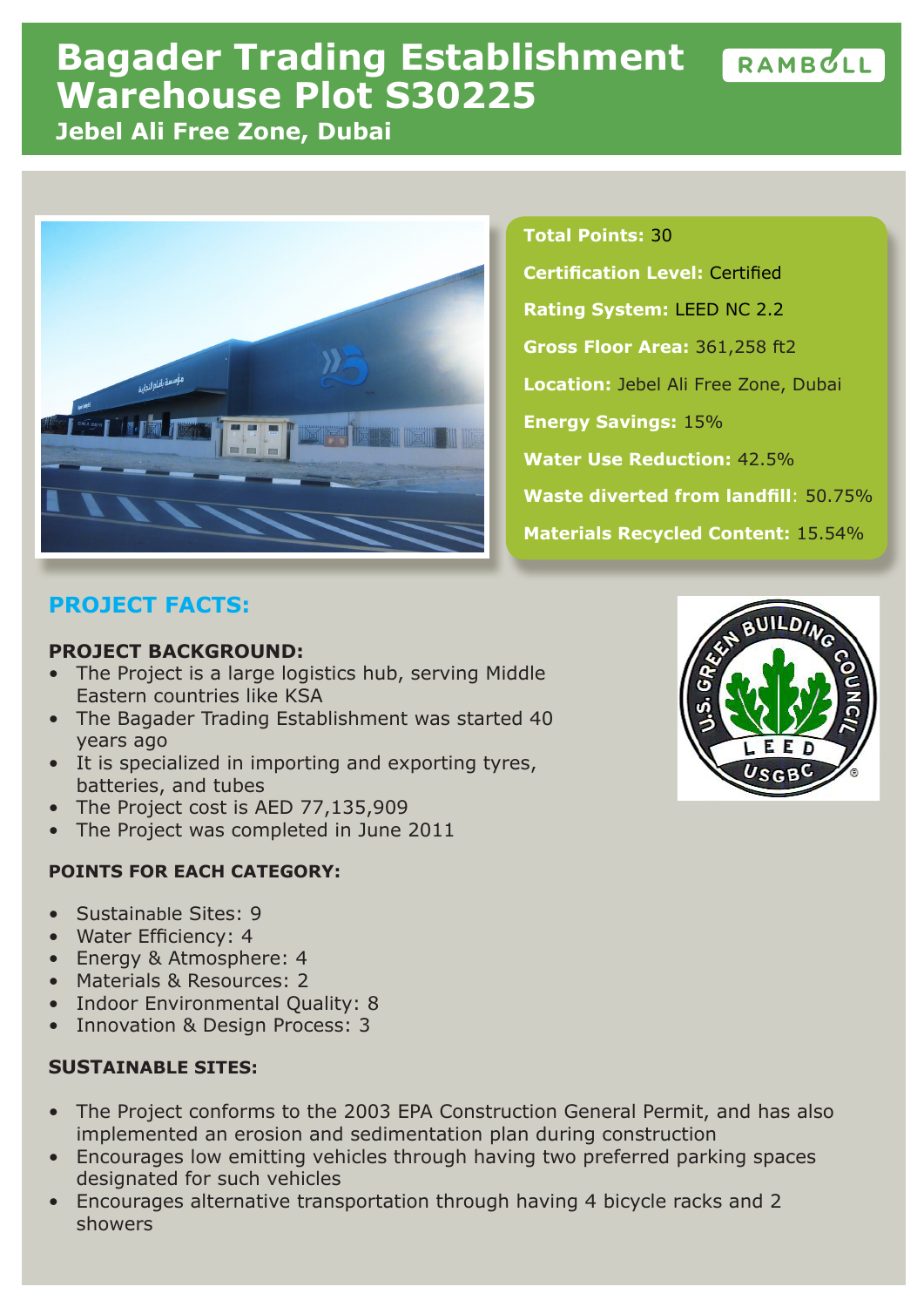# Bagader Trading Establishment Warehouse Plot S30225

## Jebel Ali Free Zone, Dubai

RAMBOLL

**Total Points:** 30

**Certification Level:** Certified

**Rating System:** LEED NC 2.2

**Gross Floor Area:** 361,258 ft2

**Location:** Jebel Ali Free Zone, Dubai

**Energy Savings:** 15%

**Water Use Reduction:** 42.5%

**Waste diverted from landfill**: 50.75%

**Materials Recycled Content:** 15.54%

## PROJECT FACTS:

### PROJECT BACKGROUND:

- The Project is a large logistics hub, serving Middle Eastern countries like KSA
- The Bagader Trading Establishment was started 40 years ago
- It is specialized in importing and exporting tyres, batteries, and tubes
- The Project cost is AED 77,135,909
- The Project was completed in June 2011

### POINTS FOR EACH CATEGORY:

- Sustainable Sites: 9
- Water Efficiency: 4
- Energy & Atmosphere: 4
- Materials & Resources: 2
- Indoor Environmental Quality: 8
- Innovation & Design Process: 3

### SUSTAINABLE SITES:

- The Project conforms to the 2003 EPA Construction General Permit, and has also implemented an erosion and sedimentation plan during construction
- Encourages low emitting vehicles through having two preferred parking spaces designated for such vehicles
- Encourages alternative transportation through having 4 bicycle racks and 2 showers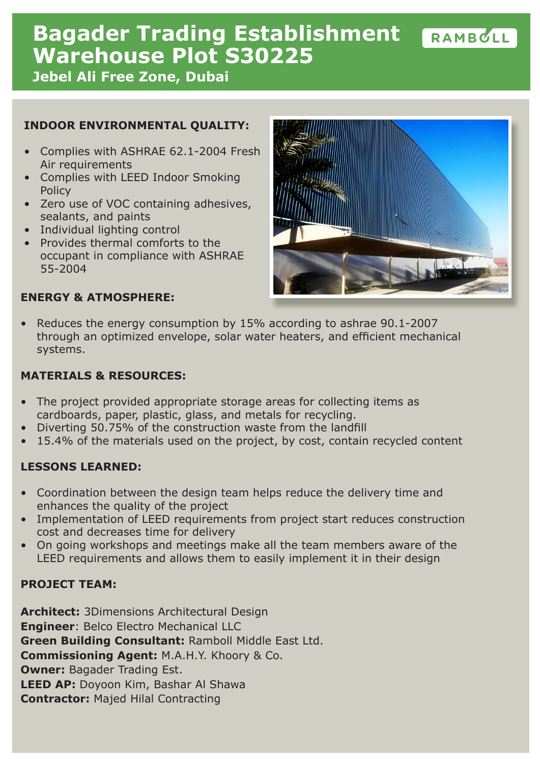# Bagader Trading Establishment Warehouse Plot S30225

## Jebel Ali Free Zone, Dubai

RAMBOLL

### INDOOR ENVIRONMENTAL QUALITY:

- Complies with ASHRAE 62.1-2004 Fresh Air requirements
- Complies with LEED Indoor Smoking Policy
- Zero use of VOC containing adhesives, sealants, and paints
- Individual lighting control
- Provides thermal comforts to the occupant in compliance with ASHRAE 55-2004

### ENERGY & ATMOSPHERE:

- Reduces the energy consumption by 15% according to ashrae 90.1-2007 through an optimized envelope, solar water heaters, and efficient mechanical systems.

### MATERIALS & RESOURCES:

- The project provided appropriate storage areas for collecting items as cardboards, paper, plastic, glass, and metals for recycling.
- Diverting 50.75% of the construction waste from the landfill
- 15.4% of the materials used on the project, by cost, contain recycled content

### LESSONS LEARNED:

- Coordination between the design team helps reduce the delivery time and enhances the quality of the project
- Implementation of LEED requirements from project start reduces construction cost and decreases time for delivery
- On going workshops and meetings make all the team members aware of the LEED requirements and allows them to easily implement it in their design

### PROJECT TEAM:

**Architect:** 3Dimensions Architectural Design
**Engineer**: Belco Electro Mechanical LLC
**Green Building Consultant:** Ramboll Middle East Ltd.
**Commissioning Agent:** M.A.H.Y. Khoory & Co.
**Owner:** Bagader Trading Est.
**LEED AP:** Doyoon Kim, Bashar Al Shawa
**Contractor:** Majed Hilal Contracting